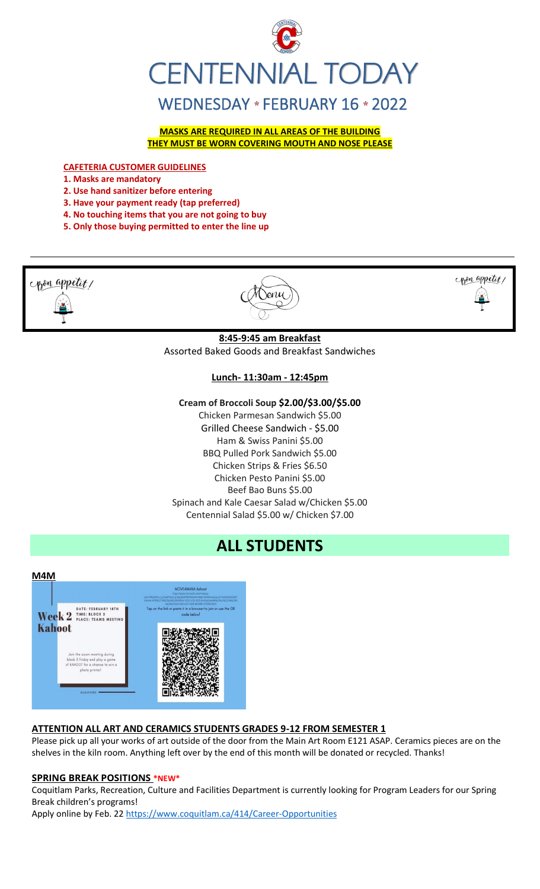# CENTENNIAL TODAY

## WEDNESDAY * FEBRUARY 16 * 2022

**MASKS ARE REQUIRED IN ALL AREAS OF THE BUILDING**
**THEY MUST BE WORN COVERING MOUTH AND NOSE PLEASE**

**CAFETERIA CUSTOMER GUIDELINES**

1. **Masks are mandatory**
2. **Use hand sanitizer before entering**
3. **Have your payment ready (tap preferred)**
4. **No touching items that you are not going to buy**
5. **Only those buying permitted to enter the line up**

Bon appetit! Menu Bon appetit!

**8:45-9:45 am Breakfast**
Assorted Baked Goods and Breakfast Sandwiches

**Lunch- 11:30am - 12:45pm**

**Cream of Broccoli Soup $2.00/$3.00/$5.00**
Chicken Parmesan Sandwich $5.00
Grilled Cheese Sandwich - $5.00
Ham & Swiss Panini $5.00
BBQ Pulled Pork Sandwich $5.00
Chicken Strips & Fries $6.50
Chicken Pesto Panini $5.00
Beef Bao Buns $5.00
Spinach and Kale Caesar Salad w/Chicken $5.00
Centennial Salad $5.00 w/ Chicken $7.00

# ALL STUDENTS

**M4M**

**Week 2 Kahoot**
DATE: FEBRUARY 18TH
TIME: BLOCK 3
PLACE: TEAMS MEETING

Join the zoom meeting during block 3 Friday and play a game of KAHOOT for a chance to win a photo printer!

MOVE4MANA Kahoot
Tap on the link or paste it in a browser to join or use the QR code below!

**ATTENTION ALL ART AND CERAMICS STUDENTS GRADES 9-12 FROM SEMESTER 1**

Please pick up all your works of art outside of the door from the Main Art Room E121 ASAP. Ceramics pieces are on the shelves in the kiln room. Anything left over by the end of this month will be donated or recycled. Thanks!

**SPRING BREAK POSITIONS *NEW***

Coquitlam Parks, Recreation, Culture and Facilities Department is currently looking for Program Leaders for our Spring Break children's programs!
Apply online by Feb. 22 https://www.coquitlam.ca/414/Career-Opportunities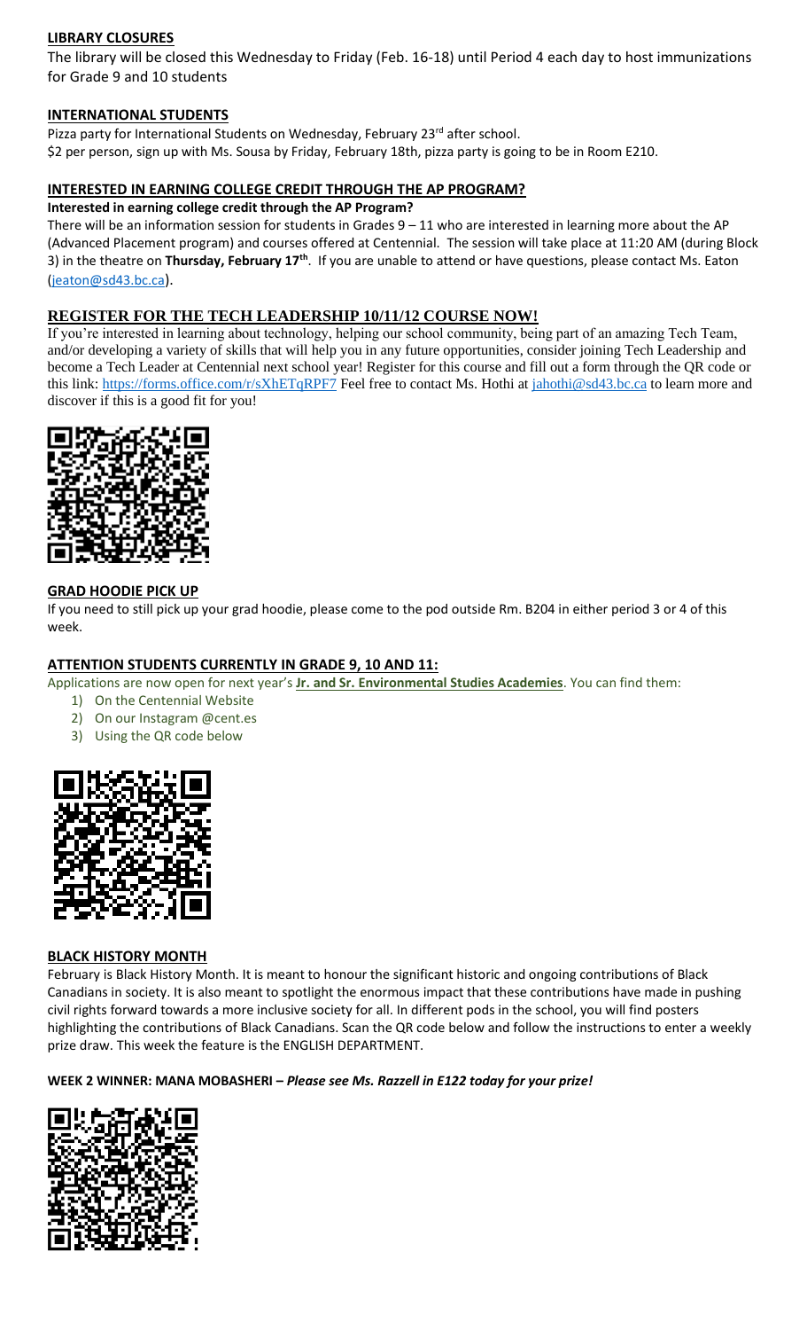## LIBRARY CLOSURES

The library will be closed this Wednesday to Friday (Feb. 16-18) until Period 4 each day to host immunizations for Grade 9 and 10 students

## INTERNATIONAL STUDENTS

Pizza party for International Students on Wednesday, February 23rd after school.
$2 per person, sign up with Ms. Sousa by Friday, February 18th, pizza party is going to be in Room E210.

## INTERESTED IN EARNING COLLEGE CREDIT THROUGH THE AP PROGRAM?

**Interested in earning college credit through the AP Program?**

There will be an information session for students in Grades 9 – 11 who are interested in learning more about the AP (Advanced Placement program) and courses offered at Centennial. The session will take place at 11:20 AM (during Block 3) in the theatre on **Thursday, February 17th**. If you are unable to attend or have questions, please contact Ms. Eaton (jeaton@sd43.bc.ca).

## REGISTER FOR THE TECH LEADERSHIP 10/11/12 COURSE NOW!

If you're interested in learning about technology, helping our school community, being part of an amazing Tech Team, and/or developing a variety of skills that will help you in any future opportunities, consider joining Tech Leadership and become a Tech Leader at Centennial next school year! Register for this course and fill out a form through the QR code or this link: https://forms.office.com/r/sXhETqRPF7 Feel free to contact Ms. Hothi at jahothi@sd43.bc.ca to learn more and discover if this is a good fit for you!

## GRAD HOODIE PICK UP

If you need to still pick up your grad hoodie, please come to the pod outside Rm. B204 in either period 3 or 4 of this week.

## ATTENTION STUDENTS CURRENTLY IN GRADE 9, 10 AND 11:

Applications are now open for next year's **Jr. and Sr. Environmental Studies Academies**. You can find them:

1) On the Centennial Website
2) On our Instagram @cent.es
3) Using the QR code below

## BLACK HISTORY MONTH

February is Black History Month. It is meant to honour the significant historic and ongoing contributions of Black Canadians in society. It is also meant to spotlight the enormous impact that these contributions have made in pushing civil rights forward towards a more inclusive society for all. In different pods in the school, you will find posters highlighting the contributions of Black Canadians. Scan the QR code below and follow the instructions to enter a weekly prize draw. This week the feature is the ENGLISH DEPARTMENT.

**WEEK 2 WINNER: MANA MOBASHERI –** ***Please see Ms. Razzell in E122 today for your prize!***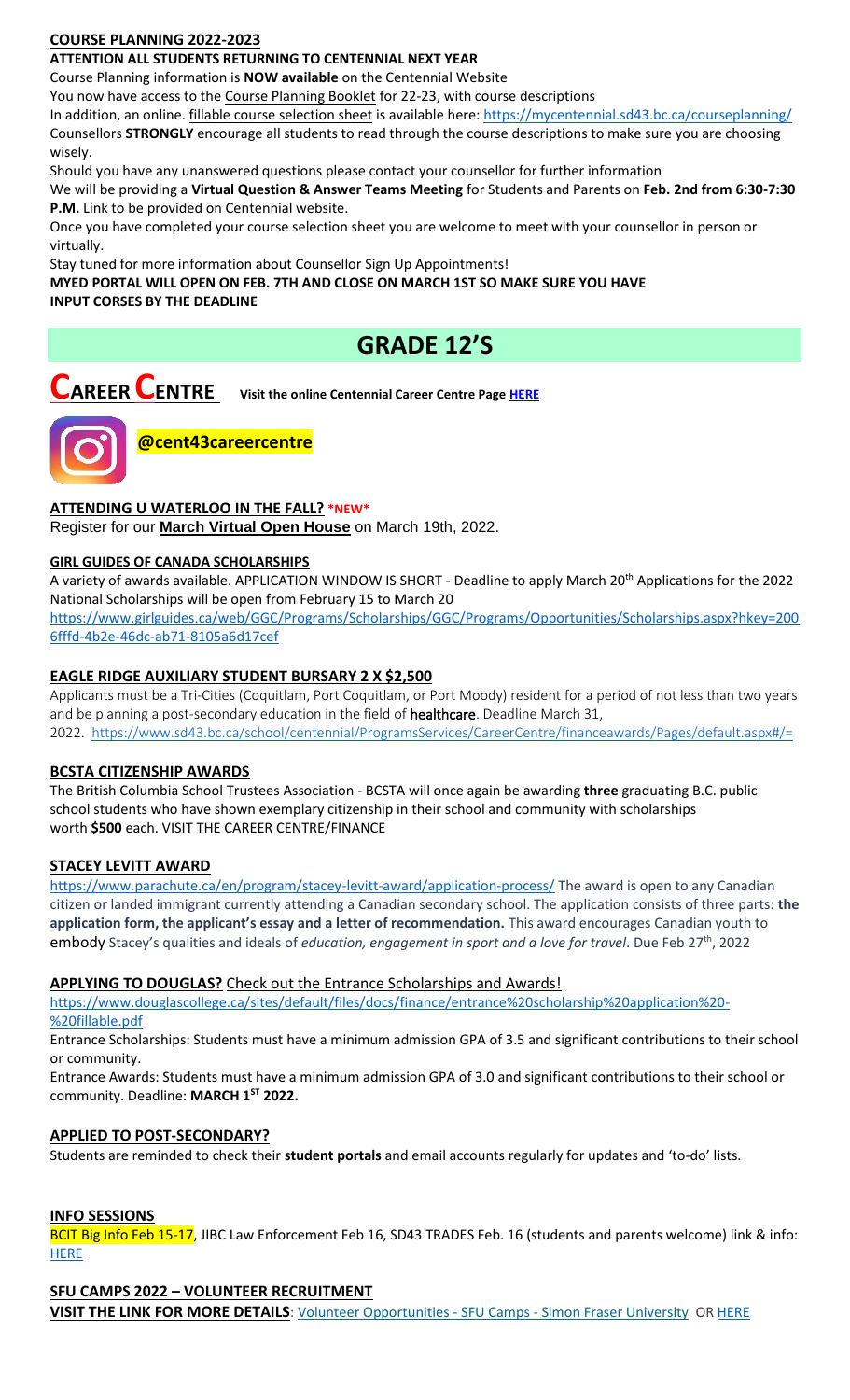**COURSE PLANNING 2022-2023**

**ATTENTION ALL STUDENTS RETURNING TO CENTENNIAL NEXT YEAR**

Course Planning information is **NOW available** on the Centennial Website

You now have access to the Course Planning Booklet for 22-23, with course descriptions

In addition, an online. fillable course selection sheet is available here: https://mycentennial.sd43.bc.ca/courseplanning/

Counsellors **STRONGLY** encourage all students to read through the course descriptions to make sure you are choosing wisely.

Should you have any unanswered questions please contact your counsellor for further information

We will be providing a **Virtual Question & Answer Teams Meeting** for Students and Parents on **Feb. 2nd from 6:30-7:30 P.M.** Link to be provided on Centennial website.

Once you have completed your course selection sheet you are welcome to meet with your counsellor in person or virtually.

Stay tuned for more information about Counsellor Sign Up Appointments!

**MYED PORTAL WILL OPEN ON FEB. 7TH AND CLOSE ON MARCH 1ST SO MAKE SURE YOU HAVE INPUT CORSES BY THE DEADLINE**

# GRADE 12'S

## CAREER CENTRE

**Visit the online Centennial Career Centre Page HERE**

**@cent43careercentre**

**ATTENDING U WATERLOO IN THE FALL? \*NEW\***

Register for our **March Virtual Open House** on March 19th, 2022.

**GIRL GUIDES OF CANADA SCHOLARSHIPS**

A variety of awards available. APPLICATION WINDOW IS SHORT - Deadline to apply March 20th Applications for the 2022 National Scholarships will be open from February 15 to March 20
https://www.girlguides.ca/web/GGC/Programs/Scholarships/GGC/Programs/Opportunities/Scholarships.aspx?hkey=2006fffd-4b2e-46dc-ab71-8105a6d17cef

**EAGLE RIDGE AUXILIARY STUDENT BURSARY 2 X $2,500**

Applicants must be a Tri-Cities (Coquitlam, Port Coquitlam, or Port Moody) resident for a period of not less than two years and be planning a post-secondary education in the field of **healthcare**. Deadline March 31, 2022. https://www.sd43.bc.ca/school/centennial/ProgramsServices/CareerCentre/financeawards/Pages/default.aspx#/=

**BCSTA CITIZENSHIP AWARDS**

The British Columbia School Trustees Association - BCSTA will once again be awarding **three** graduating B.C. public school students who have shown exemplary citizenship in their school and community with scholarships worth **$500** each. VISIT THE CAREER CENTRE/FINANCE

**STACEY LEVITT AWARD**

https://www.parachute.ca/en/program/stacey-levitt-award/application-process/ The award is open to any Canadian citizen or landed immigrant currently attending a Canadian secondary school. The application consists of three parts: **the application form, the applicant's essay and a letter of recommendation.** This award encourages Canadian youth to embody Stacey's qualities and ideals of *education, engagement in sport and a love for travel*. Due Feb 27th, 2022

**APPLYING TO DOUGLAS?** Check out the Entrance Scholarships and Awards!

https://www.douglascollege.ca/sites/default/files/docs/finance/entrance%20scholarship%20application%20-%20fillable.pdf

Entrance Scholarships: Students must have a minimum admission GPA of 3.5 and significant contributions to their school or community.

Entrance Awards: Students must have a minimum admission GPA of 3.0 and significant contributions to their school or community. Deadline: **MARCH 1ST 2022.**

**APPLIED TO POST-SECONDARY?**

Students are reminded to check their **student portals** and email accounts regularly for updates and 'to-do' lists.

**INFO SESSIONS**

BCIT Big Info Feb 15-17, JIBC Law Enforcement Feb 16, SD43 TRADES Feb. 16 (students and parents welcome) link & info: HERE

**SFU CAMPS 2022 – VOLUNTEER RECRUITMENT**

**VISIT THE LINK FOR MORE DETAILS**: Volunteer Opportunities - SFU Camps - Simon Fraser University OR HERE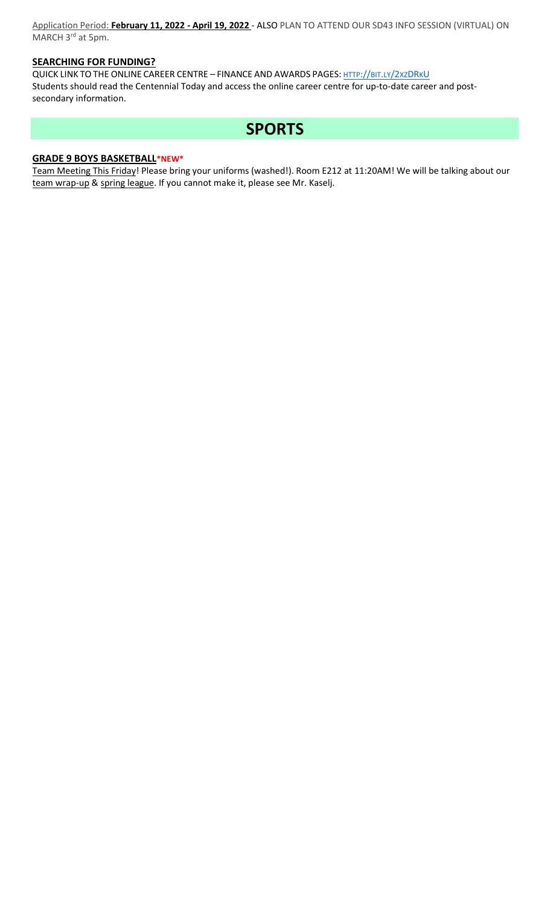Application Period: **February 11, 2022 - April 19, 2022** - ALSO PLAN TO ATTEND OUR SD43 INFO SESSION (VIRTUAL) ON MARCH 3rd at 5pm.

**SEARCHING FOR FUNDING?**

QUICK LINK TO THE ONLINE CAREER CENTRE – FINANCE AND AWARDS PAGES: HTTP://BIT.LY/2XZDRKU

Students should read the Centennial Today and access the online career centre for up-to-date career and post-secondary information.

# SPORTS

**GRADE 9 BOYS BASKETBALL** *NEW*

Team Meeting This Friday! Please bring your uniforms (washed!). Room E212 at 11:20AM! We will be talking about our team wrap-up & spring league. If you cannot make it, please see Mr. Kaselj.